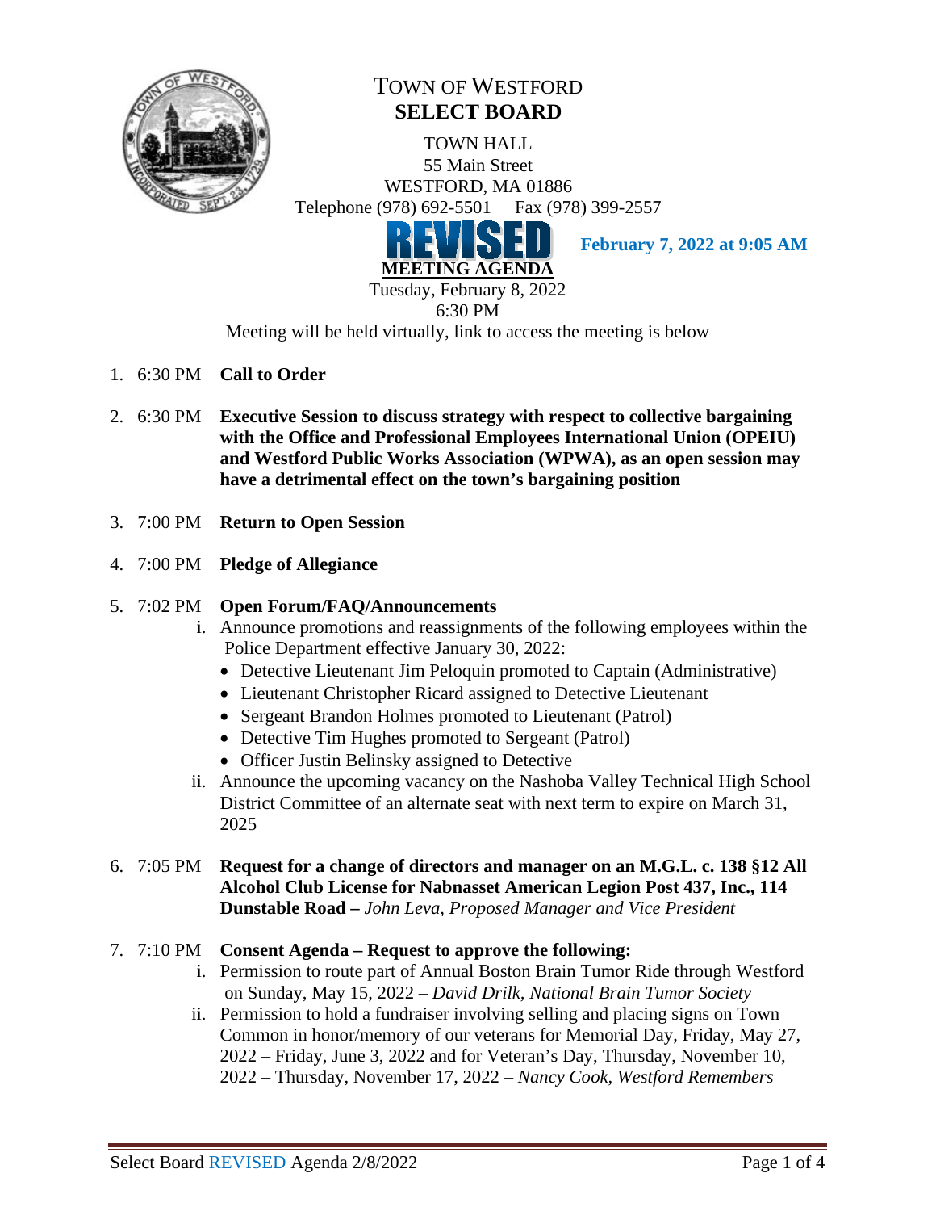# TOWN OF WESTFORD
## SELECT BOARD

TOWN HALL
55 Main Street
WESTFORD, MA 01886
Telephone (978) 692-5501 Fax (978) 399-2557

**REVISED** **February 7, 2022 at 9:05 AM**

**MEETING AGENDA**
Tuesday, February 8, 2022
6:30 PM
Meeting will be held virtually, link to access the meeting is below

1. 6:30 PM **Call to Order**

2. 6:30 PM **Executive Session to discuss strategy with respect to collective bargaining with the Office and Professional Employees International Union (OPEIU) and Westford Public Works Association (WPWA), as an open session may have a detrimental effect on the town's bargaining position**

3. 7:00 PM **Return to Open Session**

4. 7:00 PM **Pledge of Allegiance**

5. 7:02 PM **Open Forum/FAQ/Announcements**
   i. Announce promotions and reassignments of the following employees within the Police Department effective January 30, 2022:
      - Detective Lieutenant Jim Peloquin promoted to Captain (Administrative)
      - Lieutenant Christopher Ricard assigned to Detective Lieutenant
      - Sergeant Brandon Holmes promoted to Lieutenant (Patrol)
      - Detective Tim Hughes promoted to Sergeant (Patrol)
      - Officer Justin Belinsky assigned to Detective
   
   ii. Announce the upcoming vacancy on the Nashoba Valley Technical High School District Committee of an alternate seat with next term to expire on March 31, 2025

6. 7:05 PM **Request for a change of directors and manager on an M.G.L. c. 138 §12 All Alcohol Club License for Nabnasset American Legion Post 437, Inc., 114 Dunstable Road –** *John Leva, Proposed Manager and Vice President*

7. 7:10 PM **Consent Agenda – Request to approve the following:**
   i. Permission to route part of Annual Boston Brain Tumor Ride through Westford on Sunday, May 15, 2022 – *David Drilk, National Brain Tumor Society*
   
   ii. Permission to hold a fundraiser involving selling and placing signs on Town Common in honor/memory of our veterans for Memorial Day, Friday, May 27, 2022 – Friday, June 3, 2022 and for Veteran's Day, Thursday, November 10, 2022 – Thursday, November 17, 2022 – *Nancy Cook, Westford Remembers*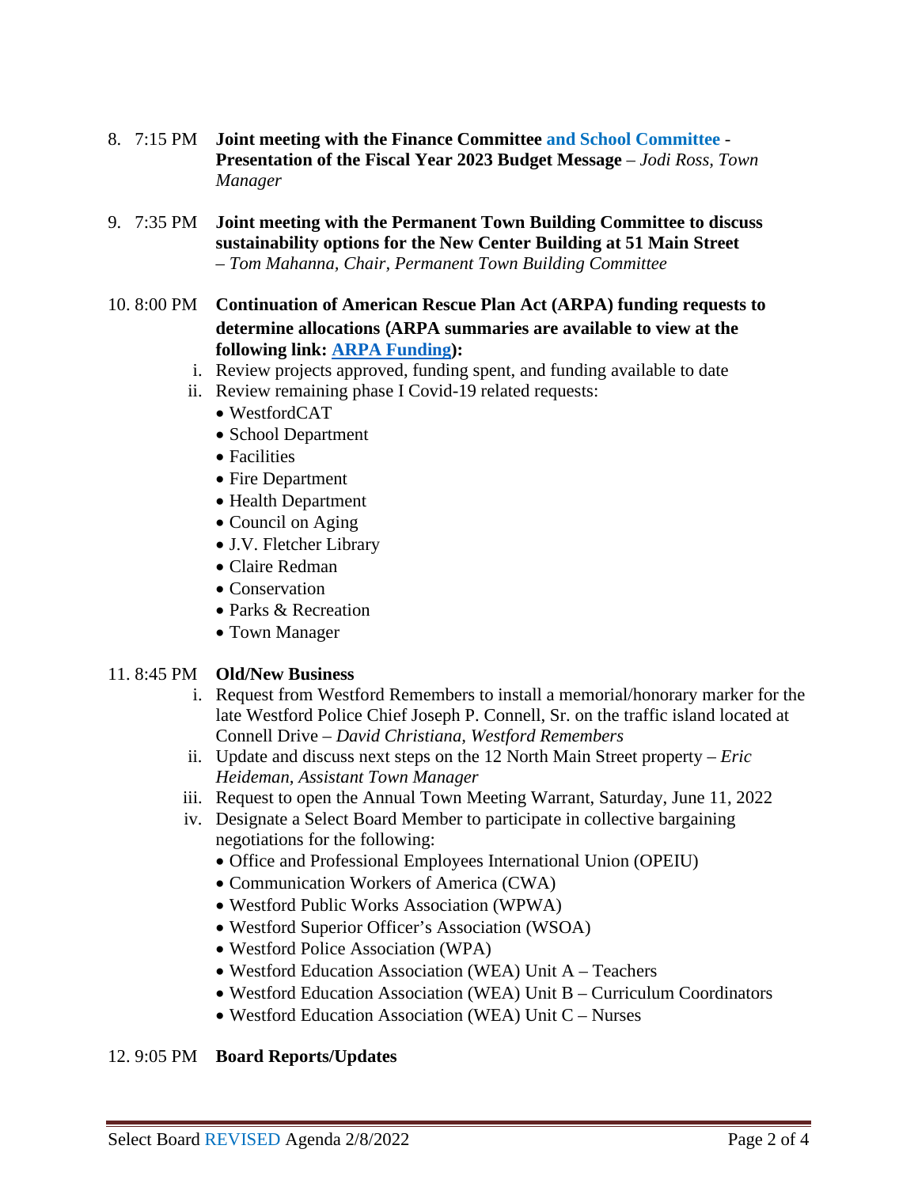8. 7:15 PM **Joint meeting with the Finance Committee and School Committee - Presentation of the Fiscal Year 2023 Budget Message** – *Jodi Ross, Town Manager*

9. 7:35 PM **Joint meeting with the Permanent Town Building Committee to discuss sustainability options for the New Center Building at 51 Main Street** – *Tom Mahanna, Chair, Permanent Town Building Committee*

10. 8:00 PM **Continuation of American Rescue Plan Act (ARPA) funding requests to determine allocations (ARPA summaries are available to view at the following link: [ARPA Funding]):**
    i. Review projects approved, funding spent, and funding available to date
    ii. Review remaining phase I Covid-19 related requests:
       - WestfordCAT
       - School Department
       - Facilities
       - Fire Department
       - Health Department
       - Council on Aging
       - J.V. Fletcher Library
       - Claire Redman
       - Conservation
       - Parks & Recreation
       - Town Manager

11. 8:45 PM **Old/New Business**
    i. Request from Westford Remembers to install a memorial/honorary marker for the late Westford Police Chief Joseph P. Connell, Sr. on the traffic island located at Connell Drive – *David Christiana, Westford Remembers*
    ii. Update and discuss next steps on the 12 North Main Street property – *Eric Heideman, Assistant Town Manager*
    iii. Request to open the Annual Town Meeting Warrant, Saturday, June 11, 2022
    iv. Designate a Select Board Member to participate in collective bargaining negotiations for the following:
       - Office and Professional Employees International Union (OPEIU)
       - Communication Workers of America (CWA)
       - Westford Public Works Association (WPWA)
       - Westford Superior Officer's Association (WSOA)
       - Westford Police Association (WPA)
       - Westford Education Association (WEA) Unit A – Teachers
       - Westford Education Association (WEA) Unit B – Curriculum Coordinators
       - Westford Education Association (WEA) Unit C – Nurses

12. 9:05 PM **Board Reports/Updates**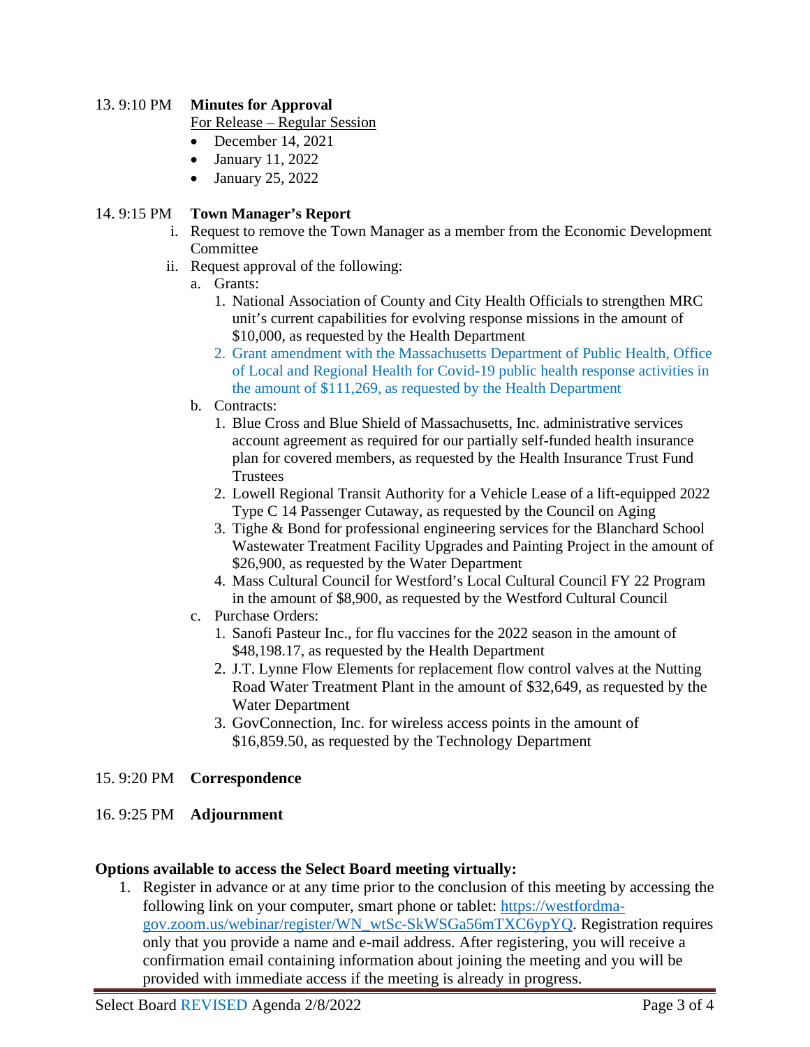13. 9:10 PM **Minutes for Approval**

For Release – Regular Session

- December 14, 2021
- January 11, 2022
- January 25, 2022

14. 9:15 PM **Town Manager's Report**

i. Request to remove the Town Manager as a member from the Economic Development Committee

ii. Request approval of the following:

a. Grants:

1. National Association of County and City Health Officials to strengthen MRC unit's current capabilities for evolving response missions in the amount of $10,000, as requested by the Health Department
2. Grant amendment with the Massachusetts Department of Public Health, Office of Local and Regional Health for Covid-19 public health response activities in the amount of $111,269, as requested by the Health Department

b. Contracts:

1. Blue Cross and Blue Shield of Massachusetts, Inc. administrative services account agreement as required for our partially self-funded health insurance plan for covered members, as requested by the Health Insurance Trust Fund Trustees
2. Lowell Regional Transit Authority for a Vehicle Lease of a lift-equipped 2022 Type C 14 Passenger Cutaway, as requested by the Council on Aging
3. Tighe & Bond for professional engineering services for the Blanchard School Wastewater Treatment Facility Upgrades and Painting Project in the amount of $26,900, as requested by the Water Department
4. Mass Cultural Council for Westford's Local Cultural Council FY 22 Program in the amount of $8,900, as requested by the Westford Cultural Council

c. Purchase Orders:

1. Sanofi Pasteur Inc., for flu vaccines for the 2022 season in the amount of $48,198.17, as requested by the Health Department
2. J.T. Lynne Flow Elements for replacement flow control valves at the Nutting Road Water Treatment Plant in the amount of $32,649, as requested by the Water Department
3. GovConnection, Inc. for wireless access points in the amount of $16,859.50, as requested by the Technology Department

15. 9:20 PM **Correspondence**

16. 9:25 PM **Adjournment**

**Options available to access the Select Board meeting virtually:**

1. Register in advance or at any time prior to the conclusion of this meeting by accessing the following link on your computer, smart phone or tablet: https://westfordma-gov.zoom.us/webinar/register/WN_wtSc-SkWSGa56mTXC6ypYQ. Registration requires only that you provide a name and e-mail address. After registering, you will receive a confirmation email containing information about joining the meeting and you will be provided with immediate access if the meeting is already in progress.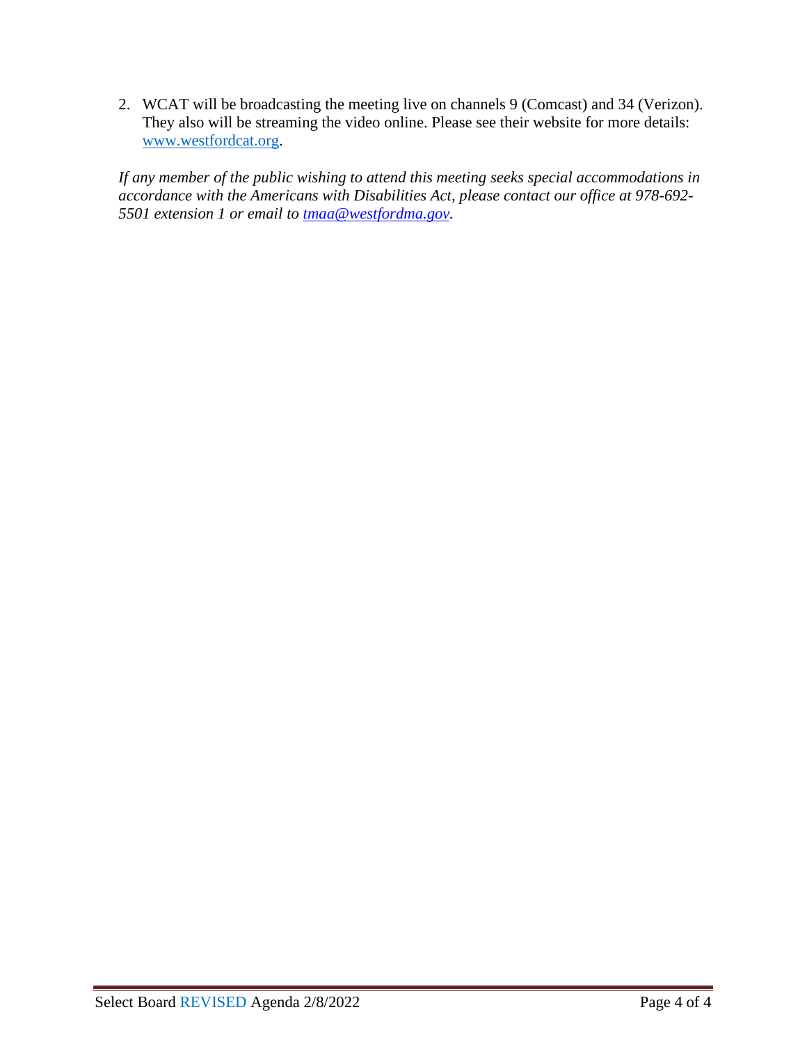2. WCAT will be broadcasting the meeting live on channels 9 (Comcast) and 34 (Verizon). They also will be streaming the video online. Please see their website for more details: [www.westfordcat.org](http://www.westfordcat.org).

*If any member of the public wishing to attend this meeting seeks special accommodations in accordance with the Americans with Disabilities Act, please contact our office at 978-692-5501 extension 1 or email to [tmaa@westfordma.gov](mailto:tmaa@westfordma.gov).*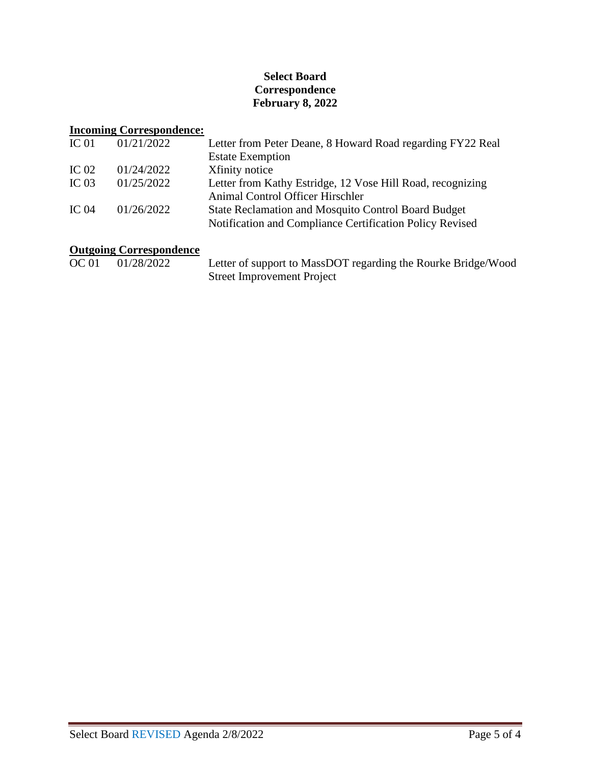**Select Board**
**Correspondence**
**February 8, 2022**

**Incoming Correspondence:**

| | | |
|---|---|---|
| IC 01 | 01/21/2022 | Letter from Peter Deane, 8 Howard Road regarding FY22 Real Estate Exemption |
| IC 02 | 01/24/2022 | Xfinity notice |
| IC 03 | 01/25/2022 | Letter from Kathy Estridge, 12 Vose Hill Road, recognizing Animal Control Officer Hirschler |
| IC 04 | 01/26/2022 | State Reclamation and Mosquito Control Board Budget Notification and Compliance Certification Policy Revised |

**Outgoing Correspondence**

| | | |
|---|---|---|
| OC 01 | 01/28/2022 | Letter of support to MassDOT regarding the Rourke Bridge/Wood Street Improvement Project |